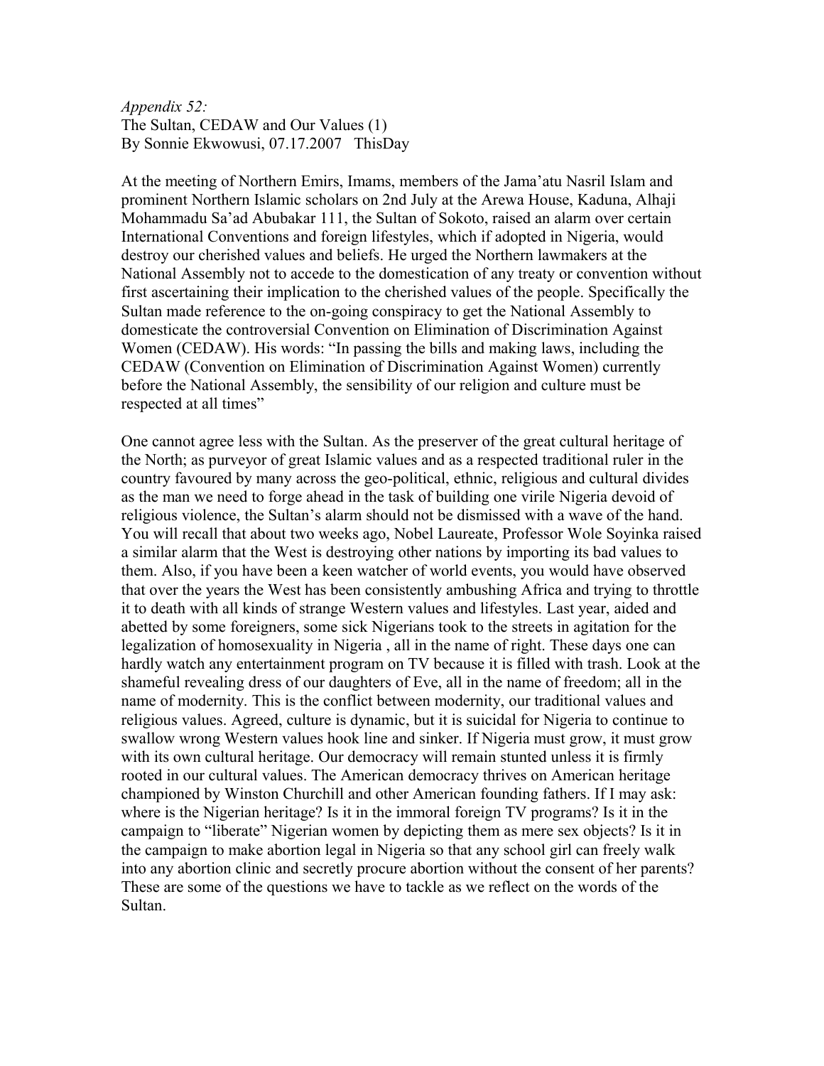*Appendix 52:*
The Sultan, CEDAW and Our Values (1)
By Sonnie Ekwowusi, 07.17.2007 ThisDay

At the meeting of Northern Emirs, Imams, members of the Jama'atu Nasril Islam and prominent Northern Islamic scholars on 2nd July at the Arewa House, Kaduna, Alhaji Mohammadu Sa'ad Abubakar 111, the Sultan of Sokoto, raised an alarm over certain International Conventions and foreign lifestyles, which if adopted in Nigeria, would destroy our cherished values and beliefs. He urged the Northern lawmakers at the National Assembly not to accede to the domestication of any treaty or convention without first ascertaining their implication to the cherished values of the people. Specifically the Sultan made reference to the on-going conspiracy to get the National Assembly to domesticate the controversial Convention on Elimination of Discrimination Against Women (CEDAW). His words: "In passing the bills and making laws, including the CEDAW (Convention on Elimination of Discrimination Against Women) currently before the National Assembly, the sensibility of our religion and culture must be respected at all times"

One cannot agree less with the Sultan. As the preserver of the great cultural heritage of the North; as purveyor of great Islamic values and as a respected traditional ruler in the country favoured by many across the geo-political, ethnic, religious and cultural divides as the man we need to forge ahead in the task of building one virile Nigeria devoid of religious violence, the Sultan's alarm should not be dismissed with a wave of the hand. You will recall that about two weeks ago, Nobel Laureate, Professor Wole Soyinka raised a similar alarm that the West is destroying other nations by importing its bad values to them. Also, if you have been a keen watcher of world events, you would have observed that over the years the West has been consistently ambushing Africa and trying to throttle it to death with all kinds of strange Western values and lifestyles. Last year, aided and abetted by some foreigners, some sick Nigerians took to the streets in agitation for the legalization of homosexuality in Nigeria , all in the name of right. These days one can hardly watch any entertainment program on TV because it is filled with trash. Look at the shameful revealing dress of our daughters of Eve, all in the name of freedom; all in the name of modernity. This is the conflict between modernity, our traditional values and religious values. Agreed, culture is dynamic, but it is suicidal for Nigeria to continue to swallow wrong Western values hook line and sinker. If Nigeria must grow, it must grow with its own cultural heritage. Our democracy will remain stunted unless it is firmly rooted in our cultural values. The American democracy thrives on American heritage championed by Winston Churchill and other American founding fathers. If I may ask: where is the Nigerian heritage? Is it in the immoral foreign TV programs? Is it in the campaign to "liberate" Nigerian women by depicting them as mere sex objects? Is it in the campaign to make abortion legal in Nigeria so that any school girl can freely walk into any abortion clinic and secretly procure abortion without the consent of her parents? These are some of the questions we have to tackle as we reflect on the words of the Sultan.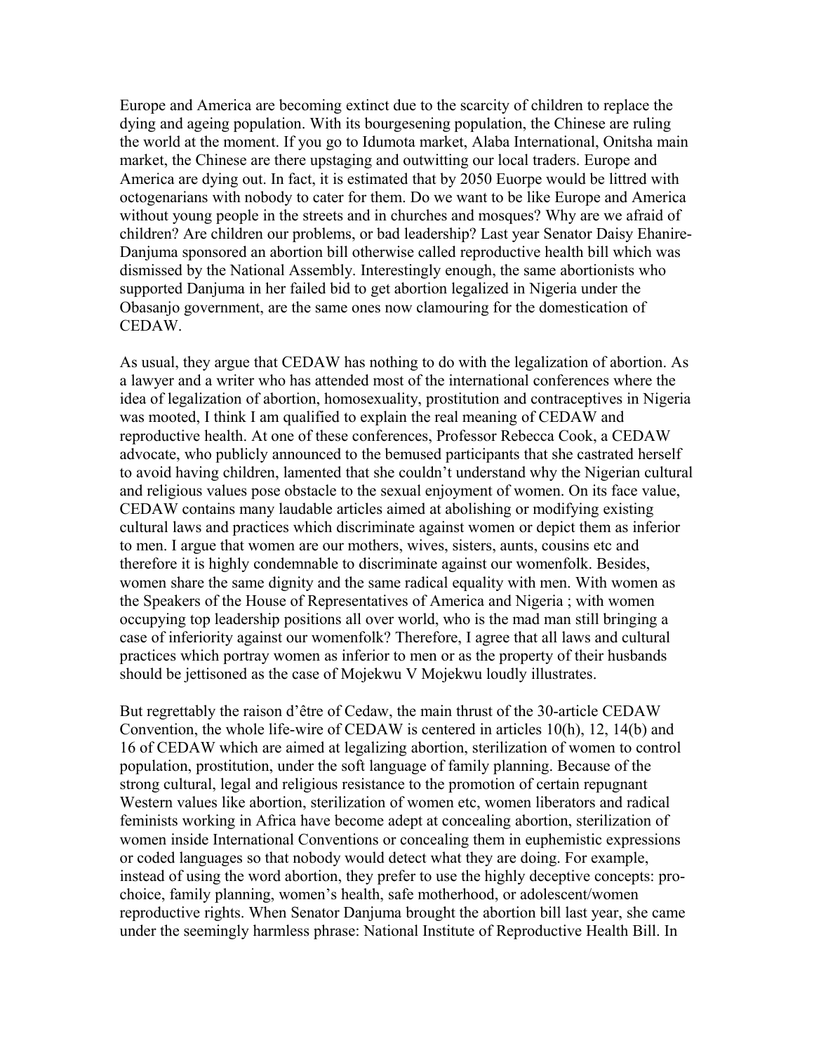Europe and America are becoming extinct due to the scarcity of children to replace the dying and ageing population. With its bourgesening population, the Chinese are ruling the world at the moment. If you go to Idumota market, Alaba International, Onitsha main market, the Chinese are there upstaging and outwitting our local traders. Europe and America are dying out. In fact, it is estimated that by 2050 Euorpe would be littred with octogenarians with nobody to cater for them. Do we want to be like Europe and America without young people in the streets and in churches and mosques? Why are we afraid of children? Are children our problems, or bad leadership? Last year Senator Daisy Ehanire-Danjuma sponsored an abortion bill otherwise called reproductive health bill which was dismissed by the National Assembly. Interestingly enough, the same abortionists who supported Danjuma in her failed bid to get abortion legalized in Nigeria under the Obasanjo government, are the same ones now clamouring for the domestication of CEDAW.

As usual, they argue that CEDAW has nothing to do with the legalization of abortion. As a lawyer and a writer who has attended most of the international conferences where the idea of legalization of abortion, homosexuality, prostitution and contraceptives in Nigeria was mooted, I think I am qualified to explain the real meaning of CEDAW and reproductive health. At one of these conferences, Professor Rebecca Cook, a CEDAW advocate, who publicly announced to the bemused participants that she castrated herself to avoid having children, lamented that she couldn't understand why the Nigerian cultural and religious values pose obstacle to the sexual enjoyment of women. On its face value, CEDAW contains many laudable articles aimed at abolishing or modifying existing cultural laws and practices which discriminate against women or depict them as inferior to men. I argue that women are our mothers, wives, sisters, aunts, cousins etc and therefore it is highly condemnable to discriminate against our womenfolk. Besides, women share the same dignity and the same radical equality with men. With women as the Speakers of the House of Representatives of America and Nigeria ; with women occupying top leadership positions all over world, who is the mad man still bringing a case of inferiority against our womenfolk? Therefore, I agree that all laws and cultural practices which portray women as inferior to men or as the property of their husbands should be jettisoned as the case of Mojekwu V Mojekwu loudly illustrates.

But regrettably the raison d'être of Cedaw, the main thrust of the 30-article CEDAW Convention, the whole life-wire of CEDAW is centered in articles 10(h), 12, 14(b) and 16 of CEDAW which are aimed at legalizing abortion, sterilization of women to control population, prostitution, under the soft language of family planning. Because of the strong cultural, legal and religious resistance to the promotion of certain repugnant Western values like abortion, sterilization of women etc, women liberators and radical feminists working in Africa have become adept at concealing abortion, sterilization of women inside International Conventions or concealing them in euphemistic expressions or coded languages so that nobody would detect what they are doing. For example, instead of using the word abortion, they prefer to use the highly deceptive concepts: pro-choice, family planning, women's health, safe motherhood, or adolescent/women reproductive rights. When Senator Danjuma brought the abortion bill last year, she came under the seemingly harmless phrase: National Institute of Reproductive Health Bill. In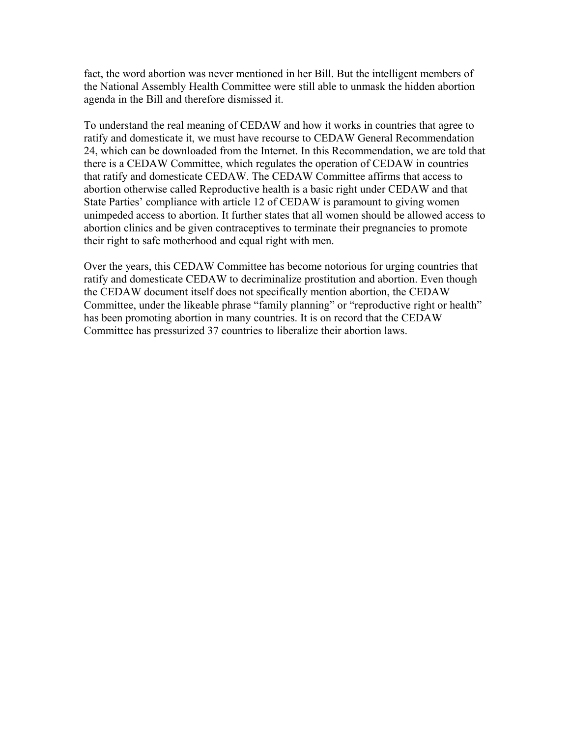fact, the word abortion was never mentioned in her Bill. But the intelligent members of the National Assembly Health Committee were still able to unmask the hidden abortion agenda in the Bill and therefore dismissed it.

To understand the real meaning of CEDAW and how it works in countries that agree to ratify and domesticate it, we must have recourse to CEDAW General Recommendation 24, which can be downloaded from the Internet. In this Recommendation, we are told that there is a CEDAW Committee, which regulates the operation of CEDAW in countries that ratify and domesticate CEDAW. The CEDAW Committee affirms that access to abortion otherwise called Reproductive health is a basic right under CEDAW and that State Parties' compliance with article 12 of CEDAW is paramount to giving women unimpeded access to abortion. It further states that all women should be allowed access to abortion clinics and be given contraceptives to terminate their pregnancies to promote their right to safe motherhood and equal right with men.

Over the years, this CEDAW Committee has become notorious for urging countries that ratify and domesticate CEDAW to decriminalize prostitution and abortion. Even though the CEDAW document itself does not specifically mention abortion, the CEDAW Committee, under the likeable phrase "family planning" or "reproductive right or health" has been promoting abortion in many countries. It is on record that the CEDAW Committee has pressurized 37 countries to liberalize their abortion laws.